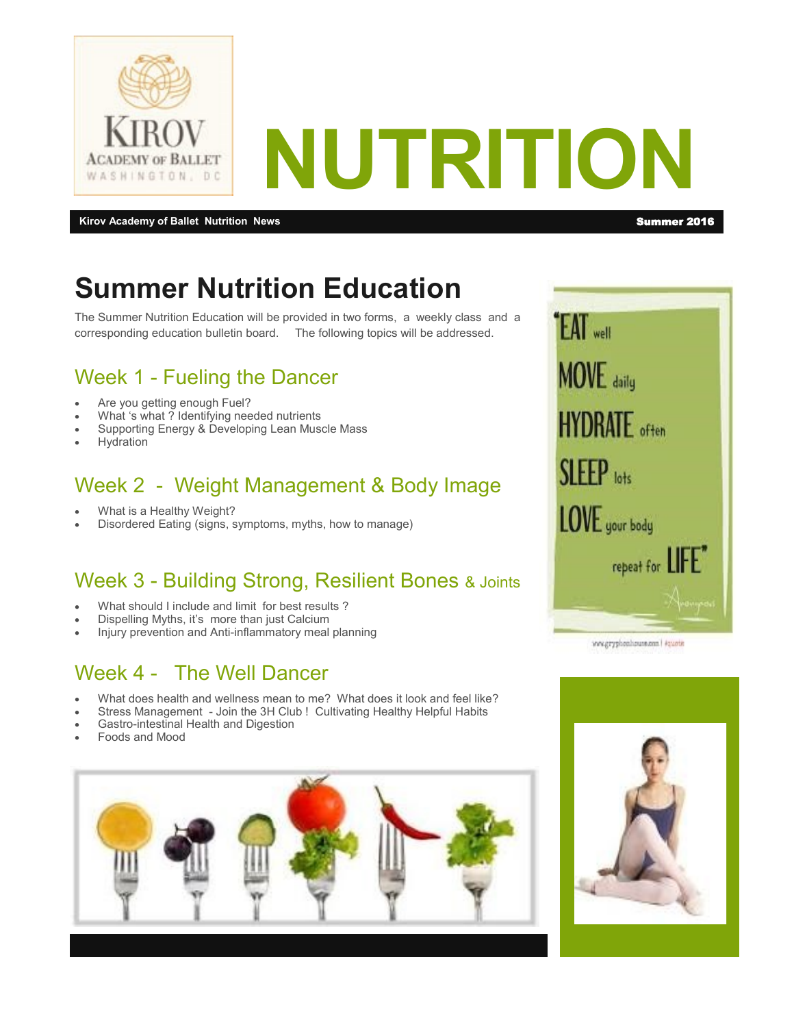# NUTRITION

**Kirov Academy of Ballet Nutrition News** — **Summer 2016**

## Summer Nutrition Education

The Summer Nutrition Education will be provided in two forms, a weekly class and a corresponding education bulletin board. The following topics will be addressed.

### Week 1 - Fueling the Dancer

- Are you getting enough Fuel?
- What 's what ? Identifying needed nutrients
- Supporting Energy & Developing Lean Muscle Mass
- Hydration

### Week 2 - Weight Management & Body Image

- What is a Healthy Weight?
- Disordered Eating (signs, symptoms, myths, how to manage)

### Week 3 - Building Strong, Resilient Bones & Joints

- What should I include and limit for best results ?
- Dispelling Myths, it's more than just Calcium
- Injury prevention and Anti-inflammatory meal planning

### Week 4 - The Well Dancer

- What does health and wellness mean to me? What does it look and feel like?
- Stress Management - Join the 3H Club ! Cultivating Healthy Helpful Habits
- Gastro-intestinal Health and Digestion
- Foods and Mood

"EAT well
MOVE daily
HYDRATE often
SLEEP lots
LOVE your body
repeat for LIFE"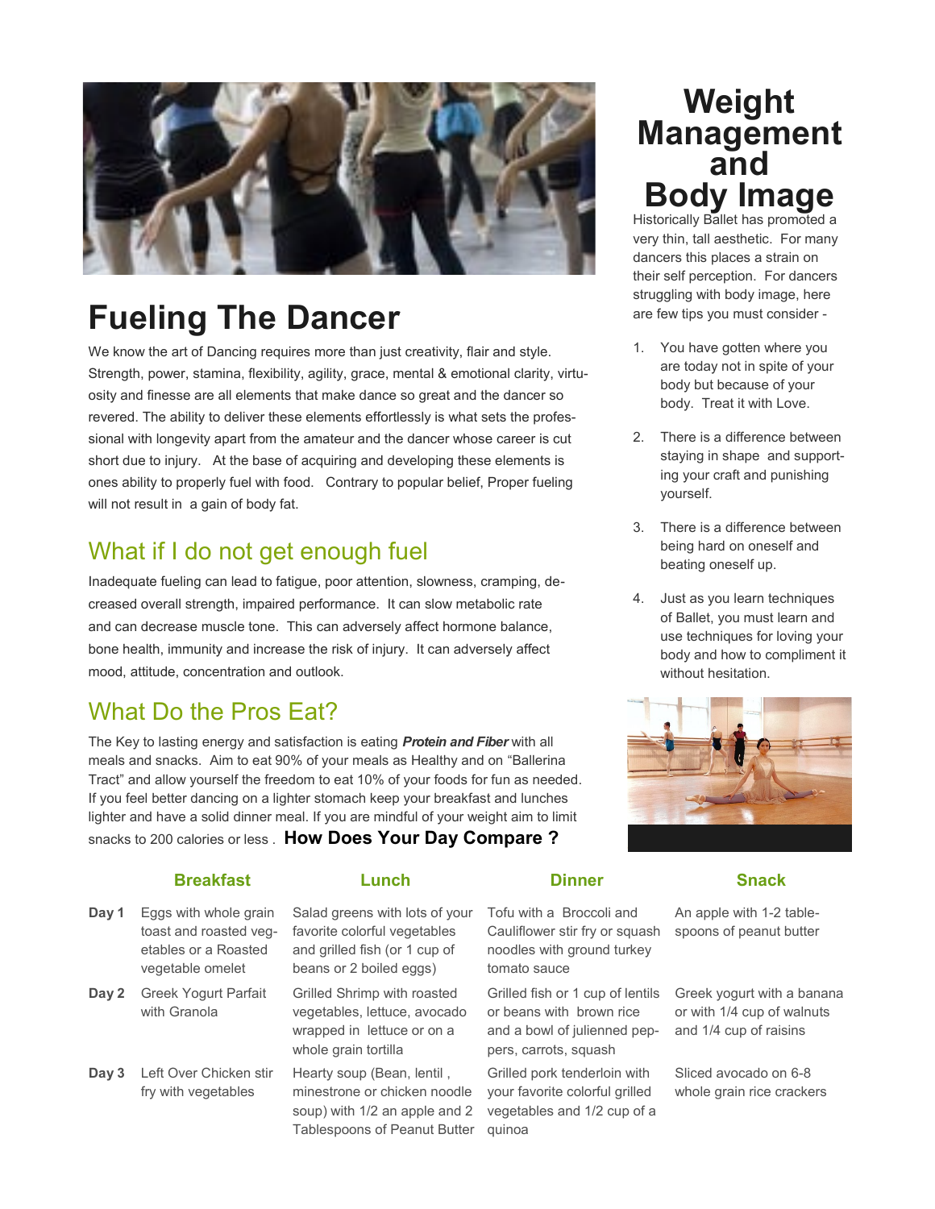# Fueling The Dancer

We know the art of Dancing requires more than just creativity, flair and style. Strength, power, stamina, flexibility, agility, grace, mental & emotional clarity, virtuosity and finesse are all elements that make dance so great and the dancer so revered. The ability to deliver these elements effortlessly is what sets the professional with longevity apart from the amateur and the dancer whose career is cut short due to injury. At the base of acquiring and developing these elements is ones ability to properly fuel with food. Contrary to popular belief, Proper fueling will not result in a gain of body fat.

## What if I do not get enough fuel

Inadequate fueling can lead to fatigue, poor attention, slowness, cramping, decreased overall strength, impaired performance. It can slow metabolic rate and can decrease muscle tone. This can adversely affect hormone balance, bone health, immunity and increase the risk of injury. It can adversely affect mood, attitude, concentration and outlook.

## What Do the Pros Eat?

The Key to lasting energy and satisfaction is eating ***Protein and Fiber*** with all meals and snacks. Aim to eat 90% of your meals as Healthy and on "Ballerina Tract" and allow yourself the freedom to eat 10% of your foods for fun as needed. If you feel better dancing on a lighter stomach keep your breakfast and lunches lighter and have a solid dinner meal. If you are mindful of your weight aim to limit snacks to 200 calories or less . **How Does Your Day Compare ?**

| | Breakfast | Lunch | Dinner | Snack |
|---|---|---|---|---|
| **Day 1** | Eggs with whole grain toast and roasted vegetables or a Roasted vegetable omelet | Salad greens with lots of your favorite colorful vegetables and grilled fish (or 1 cup of beans or 2 boiled eggs) | Tofu with a Broccoli and Cauliflower stir fry or squash noodles with ground turkey tomato sauce | An apple with 1-2 tablespoons of peanut butter |
| **Day 2** | Greek Yogurt Parfait with Granola | Grilled Shrimp with roasted vegetables, lettuce, avocado wrapped in lettuce or on a whole grain tortilla | Grilled fish or 1 cup of lentils or beans with brown rice and a bowl of julienned peppers, carrots, squash | Greek yogurt with a banana or with 1/4 cup of walnuts and 1/4 cup of raisins |
| **Day 3** | Left Over Chicken stir fry with vegetables | Hearty soup (Bean, lentil , minestrone or chicken noodle soup) with 1/2 an apple and 2 Tablespoons of Peanut Butter | Grilled pork tenderloin with your favorite colorful grilled vegetables and 1/2 cup of a quinoa | Sliced avocado on 6-8 whole grain rice crackers |

# Weight Management and Body Image

Historically Ballet has promoted a very thin, tall aesthetic. For many dancers this places a strain on their self perception. For dancers struggling with body image, here are few tips you must consider -

1. You have gotten where you are today not in spite of your body but because of your body. Treat it with Love.
2. There is a difference between staying in shape and supporting your craft and punishing yourself.
3. There is a difference between being hard on oneself and beating oneself up.
4. Just as you learn techniques of Ballet, you must learn and use techniques for loving your body and how to compliment it without hesitation.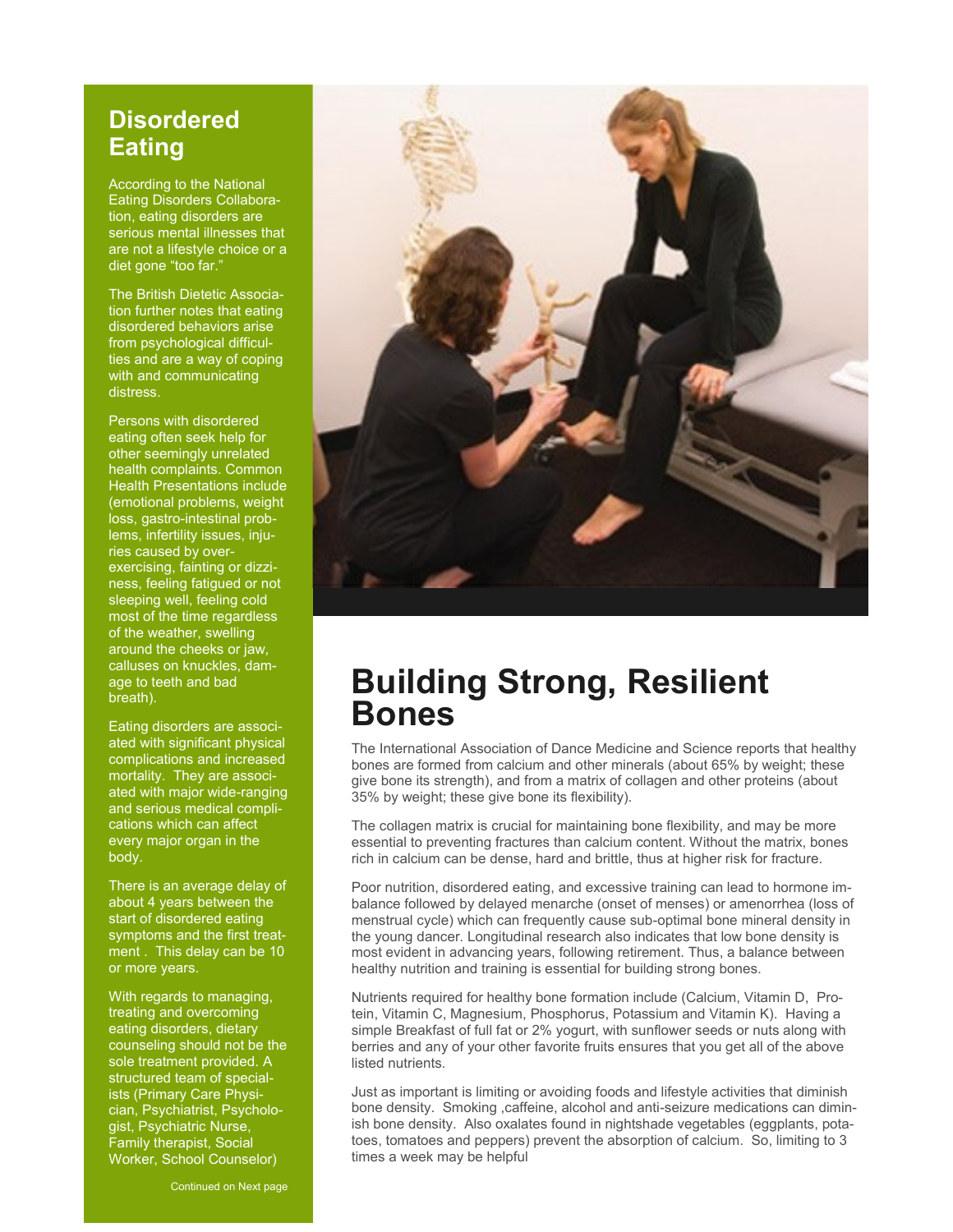## Disordered Eating

According to the National Eating Disorders Collaboration, eating disorders are serious mental illnesses that are not a lifestyle choice or a diet gone "too far."

The British Dietetic Association further notes that eating disordered behaviors arise from psychological difficulties and are a way of coping with and communicating distress.

Persons with disordered eating often seek help for other seemingly unrelated health complaints. Common Health Presentations include (emotional problems, weight loss, gastro-intestinal problems, infertility issues, injuries caused by over-exercising, fainting or dizziness, feeling fatigued or not sleeping well, feeling cold most of the time regardless of the weather, swelling around the cheeks or jaw, calluses on knuckles, damage to teeth and bad breath).

Eating disorders are associated with significant physical complications and increased mortality. They are associated with major wide-ranging and serious medical complications which can affect every major organ in the body.

There is an average delay of about 4 years between the start of disordered eating symptoms and the first treatment . This delay can be 10 or more years.

With regards to managing, treating and overcoming eating disorders, dietary counseling should not be the sole treatment provided. A structured team of specialists (Primary Care Physician, Psychiatrist, Psychologist, Psychiatric Nurse, Family therapist, Social Worker, School Counselor)

Continued on Next page

# Building Strong, Resilient Bones

The International Association of Dance Medicine and Science reports that healthy bones are formed from calcium and other minerals (about 65% by weight; these give bone its strength), and from a matrix of collagen and other proteins (about 35% by weight; these give bone its flexibility).

The collagen matrix is crucial for maintaining bone flexibility, and may be more essential to preventing fractures than calcium content. Without the matrix, bones rich in calcium can be dense, hard and brittle, thus at higher risk for fracture.

Poor nutrition, disordered eating, and excessive training can lead to hormone imbalance followed by delayed menarche (onset of menses) or amenorrhea (loss of menstrual cycle) which can frequently cause sub-optimal bone mineral density in the young dancer. Longitudinal research also indicates that low bone density is most evident in advancing years, following retirement. Thus, a balance between healthy nutrition and training is essential for building strong bones.

Nutrients required for healthy bone formation include (Calcium, Vitamin D, Protein, Vitamin C, Magnesium, Phosphorus, Potassium and Vitamin K). Having a simple Breakfast of full fat or 2% yogurt, with sunflower seeds or nuts along with berries and any of your other favorite fruits ensures that you get all of the above listed nutrients.

Just as important is limiting or avoiding foods and lifestyle activities that diminish bone density. Smoking ,caffeine, alcohol and anti-seizure medications can diminish bone density. Also oxalates found in nightshade vegetables (eggplants, potatoes, tomatoes and peppers) prevent the absorption of calcium. So, limiting to 3 times a week may be helpful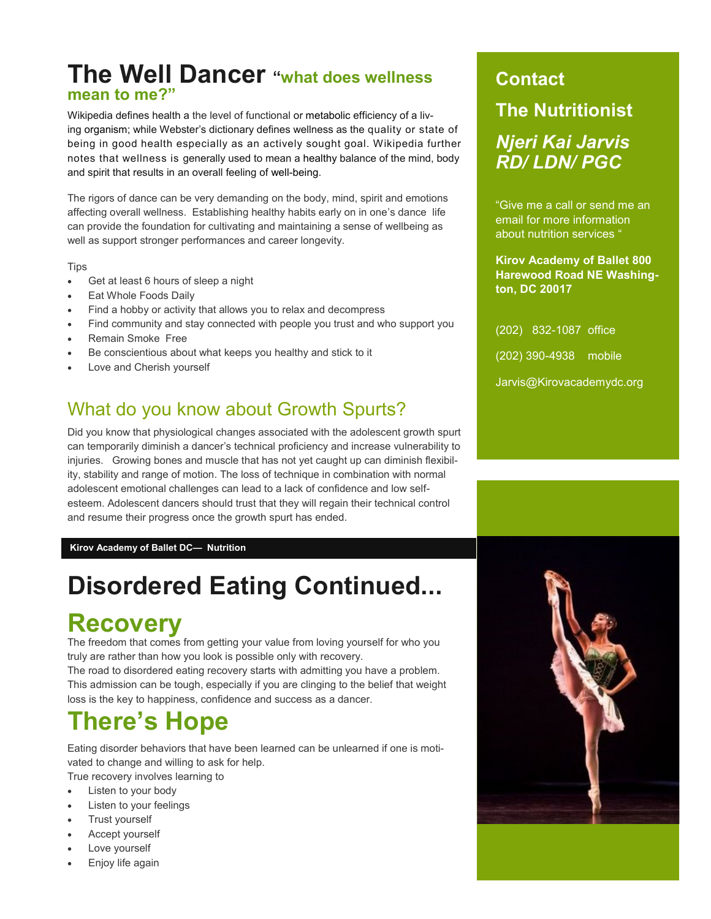# The Well Dancer "what does wellness mean to me?"

Wikipedia defines health a the level of functional or metabolic efficiency of a living organism; while Webster's dictionary defines wellness as the quality or state of being in good health especially as an actively sought goal. Wikipedia further notes that wellness is generally used to mean a healthy balance of the mind, body and spirit that results in an overall feeling of well-being.

The rigors of dance can be very demanding on the body, mind, spirit and emotions affecting overall wellness. Establishing healthy habits early on in one's dance life can provide the foundation for cultivating and maintaining a sense of wellbeing as well as support stronger performances and career longevity.

Tips

- Get at least 6 hours of sleep a night
- Eat Whole Foods Daily
- Find a hobby or activity that allows you to relax and decompress
- Find community and stay connected with people you trust and who support you
- Remain Smoke Free
- Be conscientious about what keeps you healthy and stick to it
- Love and Cherish yourself

## What do you know about Growth Spurts?

Did you know that physiological changes associated with the adolescent growth spurt can temporarily diminish a dancer's technical proficiency and increase vulnerability to injuries. Growing bones and muscle that has not yet caught up can diminish flexibility, stability and range of motion. The loss of technique in combination with normal adolescent emotional challenges can lead to a lack of confidence and low self-esteem. Adolescent dancers should trust that they will regain their technical control and resume their progress once the growth spurt has ended.

**Kirov Academy of Ballet DC— Nutrition**

# Disordered Eating Continued...

## Recovery

The freedom that comes from getting your value from loving yourself for who you truly are rather than how you look is possible only with recovery.
The road to disordered eating recovery starts with admitting you have a problem. This admission can be tough, especially if you are clinging to the belief that weight loss is the key to happiness, confidence and success as a dancer.

## There's Hope

Eating disorder behaviors that have been learned can be unlearned if one is motivated to change and willing to ask for help.
True recovery involves learning to

- Listen to your body
- Listen to your feelings
- Trust yourself
- Accept yourself
- Love yourself
- Enjoy life again

## Contact The Nutritionist

### *Njeri Kai Jarvis RD/ LDN/ PGC*

"Give me a call or send me an email for more information about nutrition services "

**Kirov Academy of Ballet 800 Harewood Road NE Washington, DC 20017**

(202) 832-1087 office

(202) 390-4938 mobile

Jarvis@Kirovacademydc.org